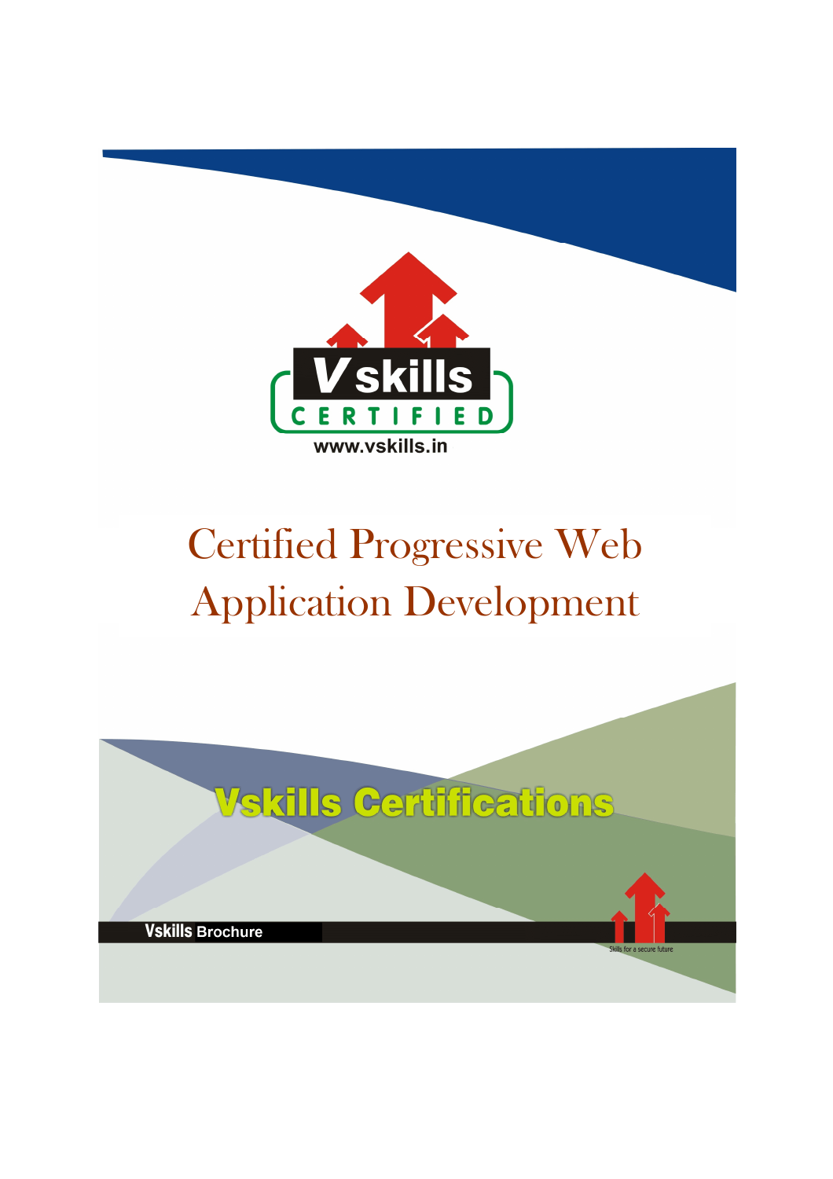Vskills CERTIFIED

www.vskills.in

# Certified Progressive Web Application Development

Vskills Certifications

Vskills Brochure

Skills for a secure future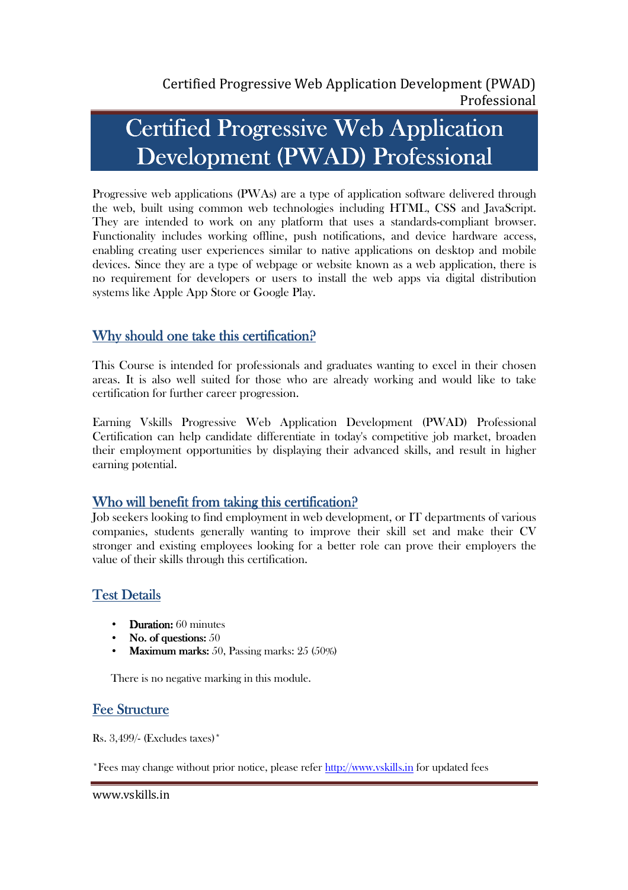# Certified Progressive Web Application Development (PWAD) Professional

Progressive web applications (PWAs) are a type of application software delivered through the web, built using common web technologies including HTML, CSS and JavaScript. They are intended to work on any platform that uses a standards-compliant browser. Functionality includes working offline, push notifications, and device hardware access, enabling creating user experiences similar to native applications on desktop and mobile devices. Since they are a type of webpage or website known as a web application, there is no requirement for developers or users to install the web apps via digital distribution systems like Apple App Store or Google Play.

## Why should one take this certification?

This Course is intended for professionals and graduates wanting to excel in their chosen areas. It is also well suited for those who are already working and would like to take certification for further career progression.

Earning Vskills Progressive Web Application Development (PWAD) Professional Certification can help candidate differentiate in today's competitive job market, broaden their employment opportunities by displaying their advanced skills, and result in higher earning potential.

## Who will benefit from taking this certification?

Job seekers looking to find employment in web development, or IT departments of various companies, students generally wanting to improve their skill set and make their CV stronger and existing employees looking for a better role can prove their employers the value of their skills through this certification.

## Test Details

- **Duration:** 60 minutes
- **No. of questions:** 50
- **Maximum marks:** 50, Passing marks: 25 (50%)

There is no negative marking in this module.

## Fee Structure

Rs. 3,499/- (Excludes taxes)*

*Fees may change without prior notice, please refer http://www.vskills.in for updated fees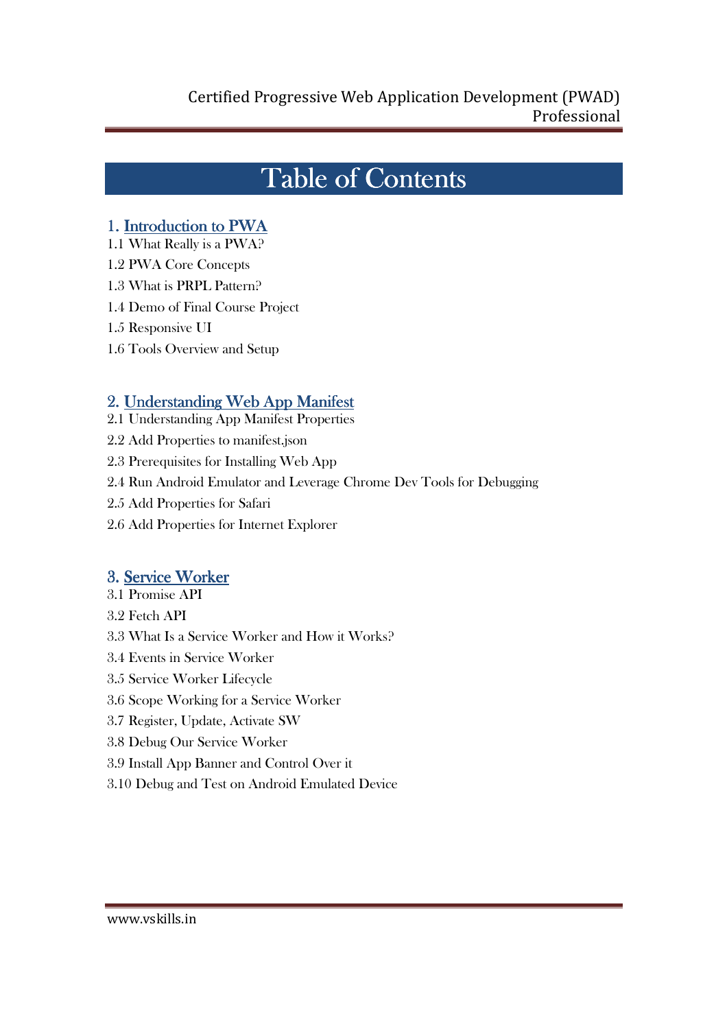# Table of Contents

## 1. Introduction to PWA

1.1 What Really is a PWA?

1.2 PWA Core Concepts

1.3 What is PRPL Pattern?

1.4 Demo of Final Course Project

1.5 Responsive UI

1.6 Tools Overview and Setup

## 2. Understanding Web App Manifest

2.1 Understanding App Manifest Properties

2.2 Add Properties to manifest.json

2.3 Prerequisites for Installing Web App

2.4 Run Android Emulator and Leverage Chrome Dev Tools for Debugging

2.5 Add Properties for Safari

2.6 Add Properties for Internet Explorer

## 3. Service Worker

3.1 Promise API

3.2 Fetch API

3.3 What Is a Service Worker and How it Works?

3.4 Events in Service Worker

3.5 Service Worker Lifecycle

3.6 Scope Working for a Service Worker

3.7 Register, Update, Activate SW

3.8 Debug Our Service Worker

3.9 Install App Banner and Control Over it

3.10 Debug and Test on Android Emulated Device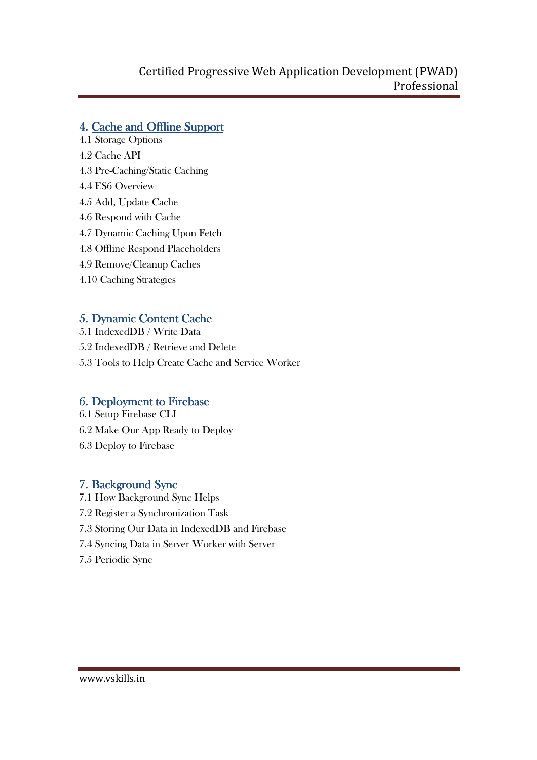## 4. Cache and Offline Support

4.1 Storage Options

4.2 Cache API

4.3 Pre-Caching/Static Caching

4.4 ES6 Overview

4.5 Add, Update Cache

4.6 Respond with Cache

4.7 Dynamic Caching Upon Fetch

4.8 Offline Respond Placeholders

4.9 Remove/Cleanup Caches

4.10 Caching Strategies

## 5. Dynamic Content Cache

5.1 IndexedDB / Write Data

5.2 IndexedDB / Retrieve and Delete

5.3 Tools to Help Create Cache and Service Worker

## 6. Deployment to Firebase

6.1 Setup Firebase CLI

6.2 Make Our App Ready to Deploy

6.3 Deploy to Firebase

## 7. Background Sync

7.1 How Background Sync Helps

7.2 Register a Synchronization Task

7.3 Storing Our Data in IndexedDB and Firebase

7.4 Syncing Data in Server Worker with Server

7.5 Periodic Sync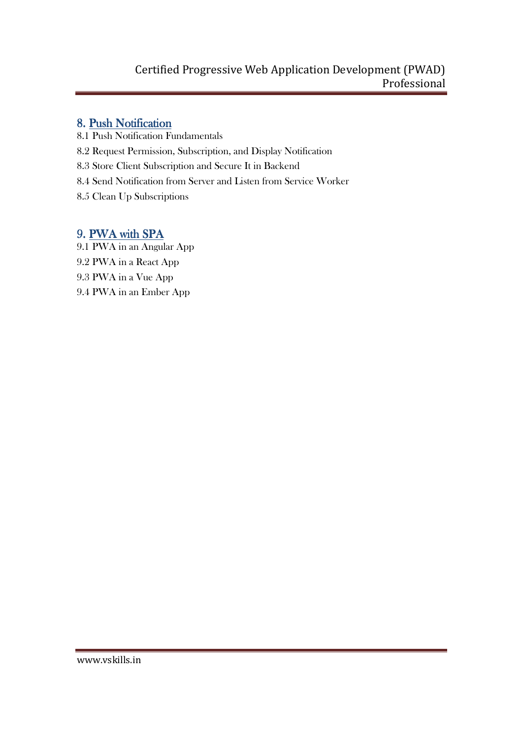## 8. Push Notification

8.1 Push Notification Fundamentals

8.2 Request Permission, Subscription, and Display Notification

8.3 Store Client Subscription and Secure It in Backend

8.4 Send Notification from Server and Listen from Service Worker

8.5 Clean Up Subscriptions

## 9. PWA with SPA

9.1 PWA in an Angular App

9.2 PWA in a React App

9.3 PWA in a Vue App

9.4 PWA in an Ember App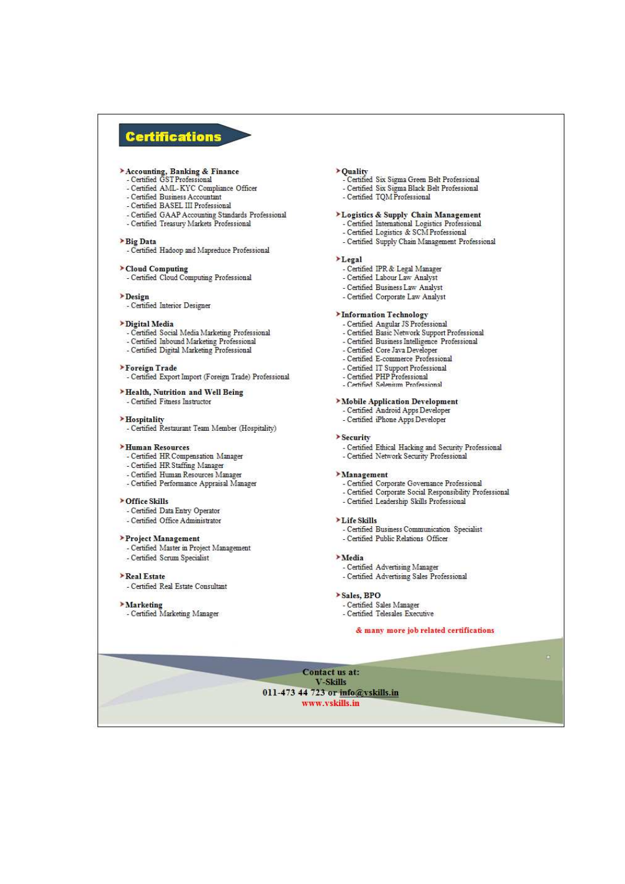# Certifications

## Accounting, Banking & Finance
- Certified GST Professional
- Certified AML-KYC Compliance Officer
- Certified Business Accountant
- Certified BASEL III Professional
- Certified GAAP Accounting Standards Professional
- Certified Treasury Markets Professional

## Big Data
- Certified Hadoop and Mapreduce Professional

## Cloud Computing
- Certified Cloud Computing Professional

## Design
- Certified Interior Designer

## Digital Media
- Certified Social Media Marketing Professional
- Certified Inbound Marketing Professional
- Certified Digital Marketing Professional

## Foreign Trade
- Certified Export Import (Foreign Trade) Professional

## Health, Nutrition and Well Being
- Certified Fitness Instructor

## Hospitality
- Certified Restaurant Team Member (Hospitality)

## Human Resources
- Certified HR Compensation Manager
- Certified HR Staffing Manager
- Certified Human Resources Manager
- Certified Performance Appraisal Manager

## Office Skills
- Certified Data Entry Operator
- Certified Office Administrator

## Project Management
- Certified Master in Project Management
- Certified Scrum Specialist

## Real Estate
- Certified Real Estate Consultant

## Marketing
- Certified Marketing Manager

## Quality
- Certified Six Sigma Green Belt Professional
- Certified Six Sigma Black Belt Professional
- Certified TQM Professional

## Logistics & Supply Chain Management
- Certified International Logistics Professional
- Certified Logistics & SCM Professional
- Certified Supply Chain Management Professional

## Legal
- Certified IPR & Legal Manager
- Certified Labour Law Analyst
- Certified Business Law Analyst
- Certified Corporate Law Analyst

## Information Technology
- Certified Angular JS Professional
- Certified Basic Network Support Professional
- Certified Business Intelligence Professional
- Certified Core Java Developer
- Certified E-commerce Professional
- Certified IT Support Professional
- Certified PHP Professional
- Certified Selenium Professional

## Mobile Application Development
- Certified Android Apps Developer
- Certified iPhone Apps Developer

## Security
- Certified Ethical Hacking and Security Professional
- Certified Network Security Professional

## Management
- Certified Corporate Governance Professional
- Certified Corporate Social Responsibility Professional
- Certified Leadership Skills Professional

## Life Skills
- Certified Business Communication Specialist
- Certified Public Relations Officer

## Media
- Certified Advertising Manager
- Certified Advertising Sales Professional

## Sales, BPO
- Certified Sales Manager
- Certified Telesales Executive

**& many more job related certifications**

**Contact us at:**
**V-Skills**
**011-473 44 723 or info@vskills.in**
**www.vskills.in**